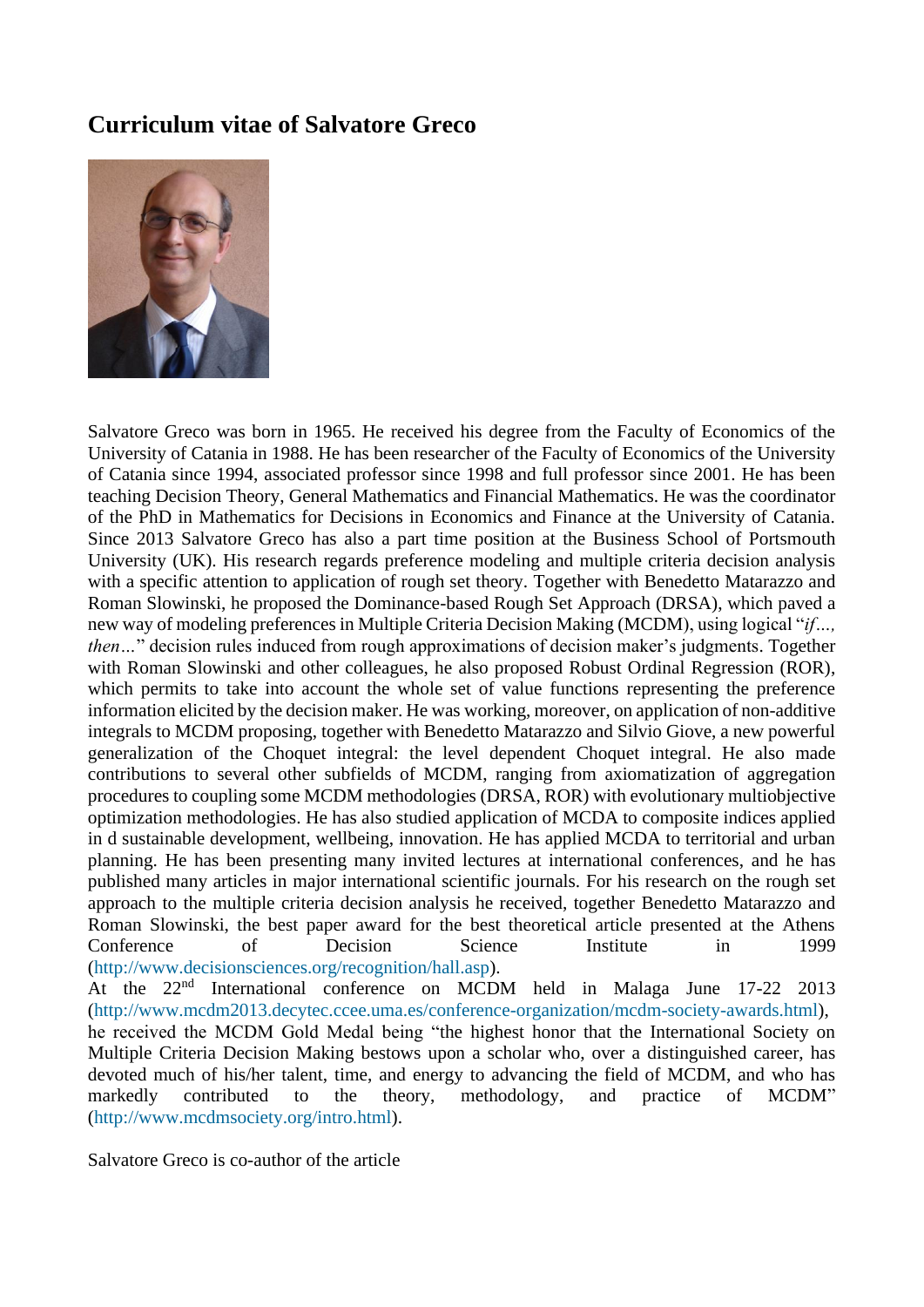# Curriculum vitae of Salvatore Greco

Salvatore Greco was born in 1965. He received his degree from the Faculty of Economics of the University of Catania in 1988. He has been researcher of the Faculty of Economics of the University of Catania since 1994, associated professor since 1998 and full professor since 2001. He has been teaching Decision Theory, General Mathematics and Financial Mathematics. He was the coordinator of the PhD in Mathematics for Decisions in Economics and Finance at the University of Catania. Since 2013 Salvatore Greco has also a part time position at the Business School of Portsmouth University (UK). His research regards preference modeling and multiple criteria decision analysis with a specific attention to application of rough set theory. Together with Benedetto Matarazzo and Roman Slowinski, he proposed the Dominance-based Rough Set Approach (DRSA), which paved a new way of modeling preferences in Multiple Criteria Decision Making (MCDM), using logical "*if…, then…*" decision rules induced from rough approximations of decision maker's judgments. Together with Roman Slowinski and other colleagues, he also proposed Robust Ordinal Regression (ROR), which permits to take into account the whole set of value functions representing the preference information elicited by the decision maker. He was working, moreover, on application of non-additive integrals to MCDM proposing, together with Benedetto Matarazzo and Silvio Giove, a new powerful generalization of the Choquet integral: the level dependent Choquet integral. He also made contributions to several other subfields of MCDM, ranging from axiomatization of aggregation procedures to coupling some MCDM methodologies (DRSA, ROR) with evolutionary multiobjective optimization methodologies. He has also studied application of MCDA to composite indices applied in d sustainable development, wellbeing, innovation. He has applied MCDA to territorial and urban planning. He has been presenting many invited lectures at international conferences, and he has published many articles in major international scientific journals. For his research on the rough set approach to the multiple criteria decision analysis he received, together Benedetto Matarazzo and Roman Slowinski, the best paper award for the best theoretical article presented at the Athens Conference of Decision Science Institute in 1999 (http://www.decisionsciences.org/recognition/hall.asp).

At the 22nd International conference on MCDM held in Malaga June 17-22 2013 (http://www.mcdm2013.decytec.ccee.uma.es/conference-organization/mcdm-society-awards.html), he received the MCDM Gold Medal being "the highest honor that the International Society on Multiple Criteria Decision Making bestows upon a scholar who, over a distinguished career, has devoted much of his/her talent, time, and energy to advancing the field of MCDM, and who has markedly contributed to the theory, methodology, and practice of MCDM" (http://www.mcdmsociety.org/intro.html).

Salvatore Greco is co-author of the article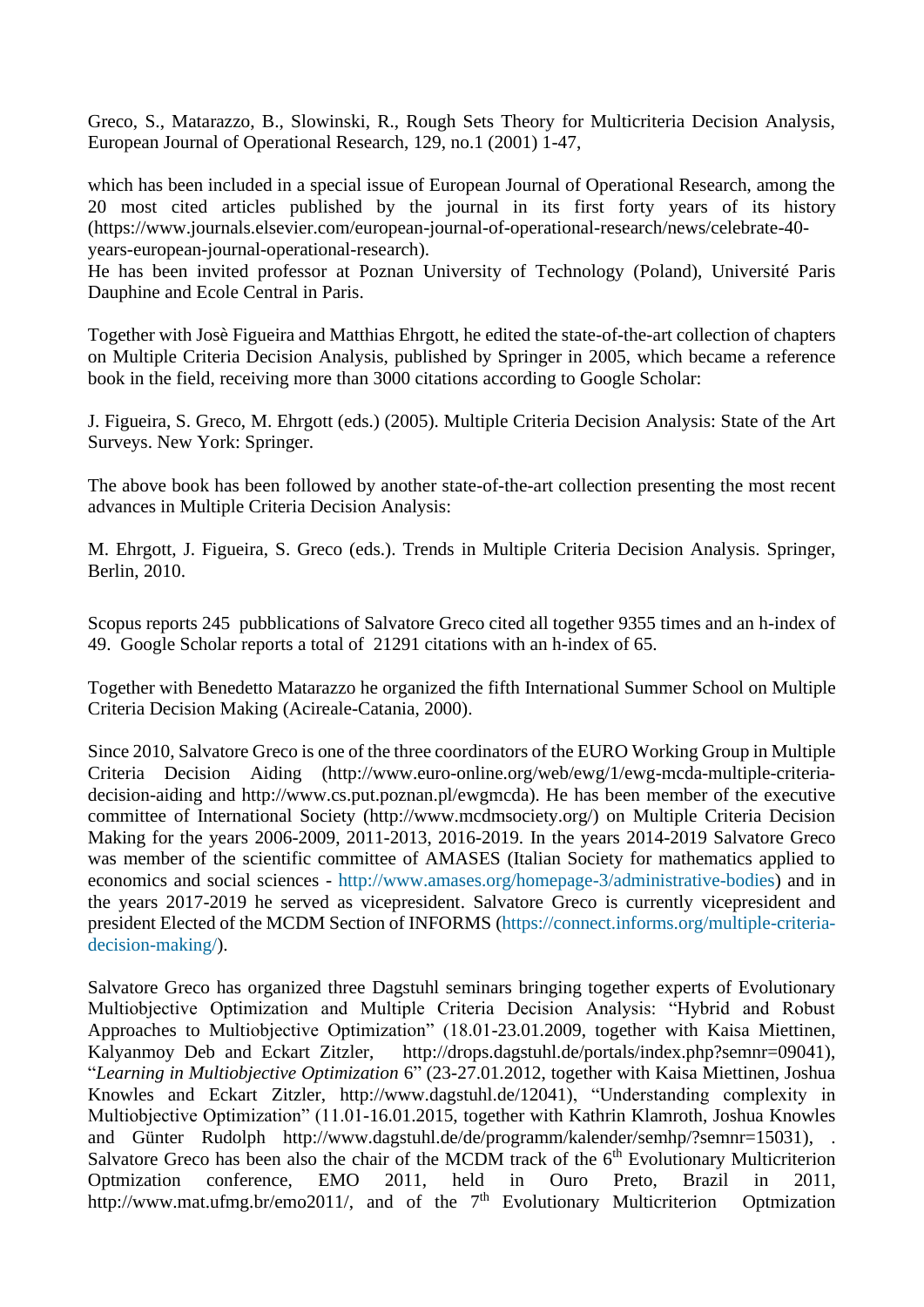Greco, S., Matarazzo, B., Slowinski, R., Rough Sets Theory for Multicriteria Decision Analysis, European Journal of Operational Research, 129, no.1 (2001) 1-47,

which has been included in a special issue of European Journal of Operational Research, among the 20 most cited articles published by the journal in its first forty years of its history (https://www.journals.elsevier.com/european-journal-of-operational-research/news/celebrate-40-years-european-journal-operational-research).
He has been invited professor at Poznan University of Technology (Poland), Université Paris Dauphine and Ecole Central in Paris.

Together with Josè Figueira and Matthias Ehrgott, he edited the state-of-the-art collection of chapters on Multiple Criteria Decision Analysis, published by Springer in 2005, which became a reference book in the field, receiving more than 3000 citations according to Google Scholar:

J. Figueira, S. Greco, M. Ehrgott (eds.) (2005). Multiple Criteria Decision Analysis: State of the Art Surveys. New York: Springer.

The above book has been followed by another state-of-the-art collection presenting the most recent advances in Multiple Criteria Decision Analysis:

M. Ehrgott, J. Figueira, S. Greco (eds.). Trends in Multiple Criteria Decision Analysis. Springer, Berlin, 2010.

Scopus reports 245 pubblications of Salvatore Greco cited all together 9355 times and an h-index of 49. Google Scholar reports a total of 21291 citations with an h-index of 65.

Together with Benedetto Matarazzo he organized the fifth International Summer School on Multiple Criteria Decision Making (Acireale-Catania, 2000).

Since 2010, Salvatore Greco is one of the three coordinators of the EURO Working Group in Multiple Criteria Decision Aiding (http://www.euro-online.org/web/ewg/1/ewg-mcda-multiple-criteria-decision-aiding and http://www.cs.put.poznan.pl/ewgmcda). He has been member of the executive committee of International Society (http://www.mcdmsociety.org/) on Multiple Criteria Decision Making for the years 2006-2009, 2011-2013, 2016-2019. In the years 2014-2019 Salvatore Greco was member of the scientific committee of AMASES (Italian Society for mathematics applied to economics and social sciences - http://www.amases.org/homepage-3/administrative-bodies) and in the years 2017-2019 he served as vicepresident. Salvatore Greco is currently vicepresident and president Elected of the MCDM Section of INFORMS (https://connect.informs.org/multiple-criteria-decision-making/).

Salvatore Greco has organized three Dagstuhl seminars bringing together experts of Evolutionary Multiobjective Optimization and Multiple Criteria Decision Analysis: "Hybrid and Robust Approaches to Multiobjective Optimization" (18.01-23.01.2009, together with Kaisa Miettinen, Kalyanmoy Deb and Eckart Zitzler, http://drops.dagstuhl.de/portals/index.php?semnr=09041), "*Learning in Multiobjective Optimization* 6" (23-27.01.2012, together with Kaisa Miettinen, Joshua Knowles and Eckart Zitzler, http://www.dagstuhl.de/12041), "Understanding complexity in Multiobjective Optimization" (11.01-16.01.2015, together with Kathrin Klamroth, Joshua Knowles and Günter Rudolph http://www.dagstuhl.de/de/programm/kalender/semhp/?semnr=15031), . Salvatore Greco has been also the chair of the MCDM track of the 6th Evolutionary Multicriterion Optmization conference, EMO 2011, held in Ouro Preto, Brazil in 2011, http://www.mat.ufmg.br/emo2011/, and of the 7th Evolutionary Multicriterion Optmization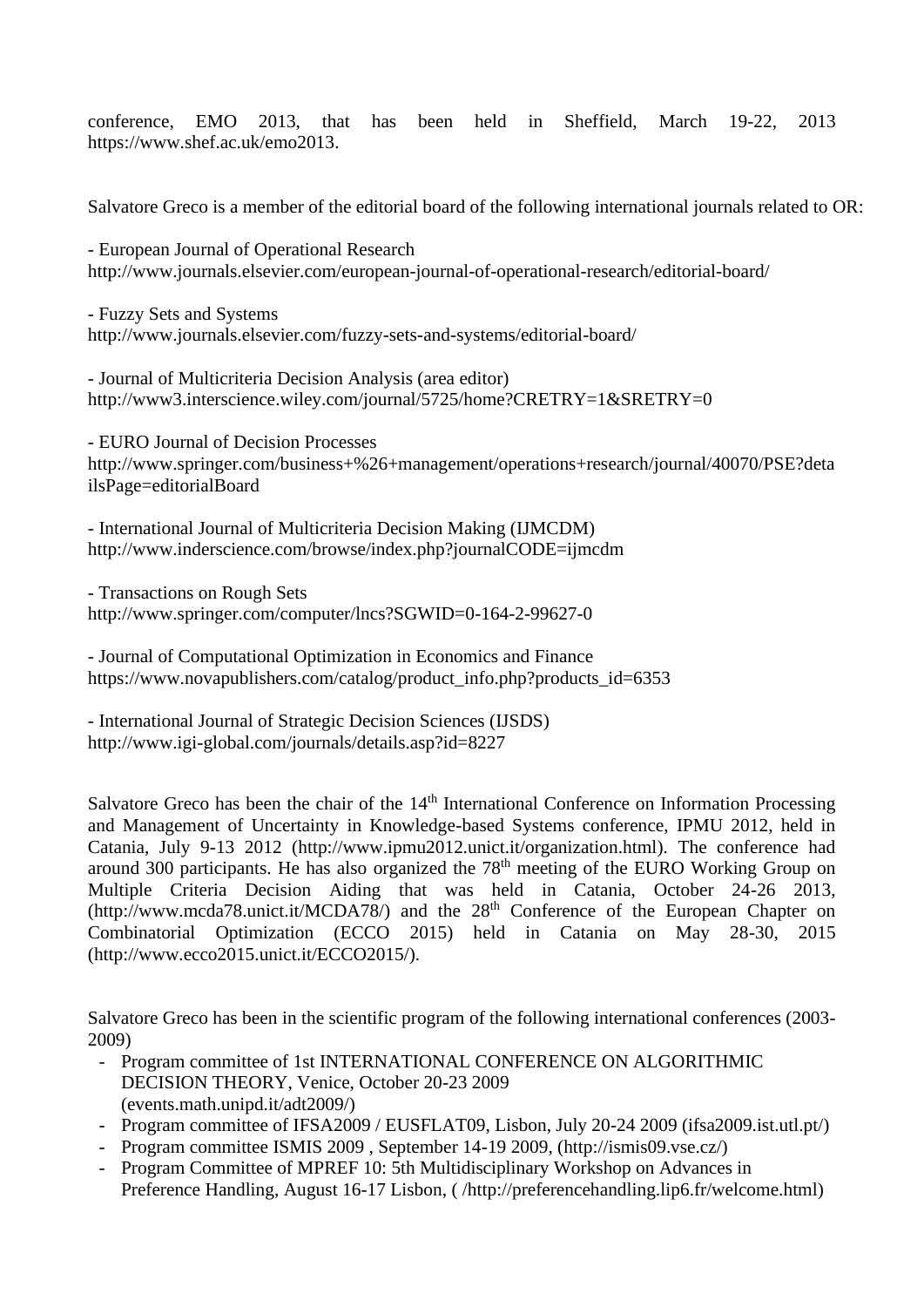conference, EMO 2013, that has been held in Sheffield, March 19-22, 2013 https://www.shef.ac.uk/emo2013.

Salvatore Greco is a member of the editorial board of the following international journals related to OR:

- European Journal of Operational Research
http://www.journals.elsevier.com/european-journal-of-operational-research/editorial-board/

- Fuzzy Sets and Systems
http://www.journals.elsevier.com/fuzzy-sets-and-systems/editorial-board/

- Journal of Multicriteria Decision Analysis (area editor)
http://www3.interscience.wiley.com/journal/5725/home?CRETRY=1&SRETRY=0

- EURO Journal of Decision Processes
http://www.springer.com/business+%26+management/operations+research/journal/40070/PSE?detailsPage=editorialBoard

- International Journal of Multicriteria Decision Making (IJMCDM)
http://www.inderscience.com/browse/index.php?journalCODE=ijmcdm

- Transactions on Rough Sets
http://www.springer.com/computer/lncs?SGWID=0-164-2-99627-0

- Journal of Computational Optimization in Economics and Finance
https://www.novapublishers.com/catalog/product_info.php?products_id=6353

- International Journal of Strategic Decision Sciences (IJSDS)
http://www.igi-global.com/journals/details.asp?id=8227

Salvatore Greco has been the chair of the 14th International Conference on Information Processing and Management of Uncertainty in Knowledge-based Systems conference, IPMU 2012, held in Catania, July 9-13 2012 (http://www.ipmu2012.unict.it/organization.html). The conference had around 300 participants. He has also organized the 78th meeting of the EURO Working Group on Multiple Criteria Decision Aiding that was held in Catania, October 24-26 2013, (http://www.mcda78.unict.it/MCDA78/) and the 28th Conference of the European Chapter on Combinatorial Optimization (ECCO 2015) held in Catania on May 28-30, 2015 (http://www.ecco2015.unict.it/ECCO2015/).

Salvatore Greco has been in the scientific program of the following international conferences (2003-2009)

- Program committee of 1st INTERNATIONAL CONFERENCE ON ALGORITHMIC DECISION THEORY, Venice, October 20-23 2009 (events.math.unipd.it/adt2009/)
- Program committee of IFSA2009 / EUSFLAT09, Lisbon, July 20-24 2009 (ifsa2009.ist.utl.pt/)
- Program committee ISMIS 2009 , September 14-19 2009, (http://ismis09.vse.cz/)
- Program Committee of MPREF 10: 5th Multidisciplinary Workshop on Advances in Preference Handling, August 16-17 Lisbon, ( /http://preferencehandling.lip6.fr/welcome.html)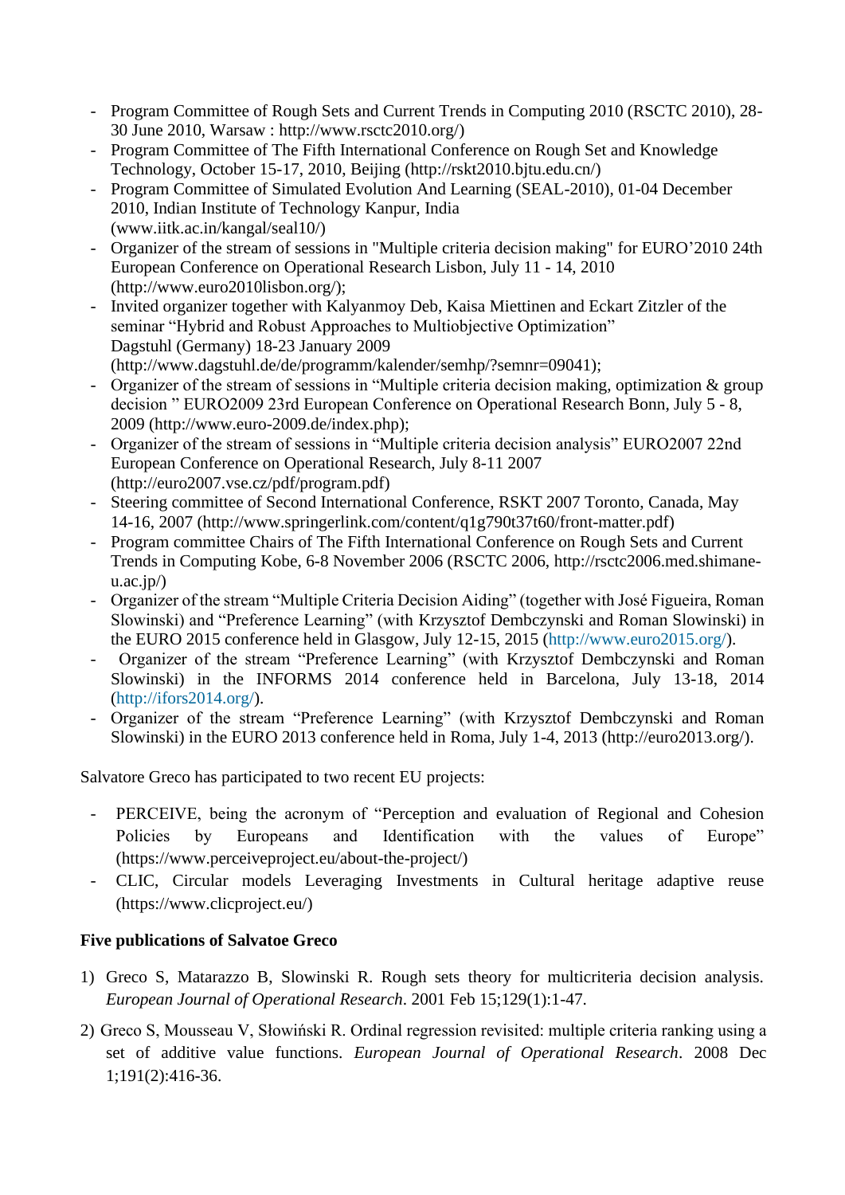- Program Committee of Rough Sets and Current Trends in Computing 2010 (RSCTC 2010), 28-30 June 2010, Warsaw : http://www.rsctc2010.org/)
- Program Committee of The Fifth International Conference on Rough Set and Knowledge Technology, October 15-17, 2010, Beijing (http://rskt2010.bjtu.edu.cn/)
- Program Committee of Simulated Evolution And Learning (SEAL-2010), 01-04 December 2010, Indian Institute of Technology Kanpur, India (www.iitk.ac.in/kangal/seal10/)
- Organizer of the stream of sessions in "Multiple criteria decision making" for EURO'2010 24th European Conference on Operational Research Lisbon, July 11 - 14, 2010 (http://www.euro2010lisbon.org/);
- Invited organizer together with Kalyanmoy Deb, Kaisa Miettinen and Eckart Zitzler of the seminar "Hybrid and Robust Approaches to Multiobjective Optimization" Dagstuhl (Germany) 18-23 January 2009 (http://www.dagstuhl.de/de/programm/kalender/semhp/?semnr=09041);
- Organizer of the stream of sessions in "Multiple criteria decision making, optimization & group decision " EURO2009 23rd European Conference on Operational Research Bonn, July 5 - 8, 2009 (http://www.euro-2009.de/index.php);
- Organizer of the stream of sessions in "Multiple criteria decision analysis" EURO2007 22nd European Conference on Operational Research, July 8-11 2007 (http://euro2007.vse.cz/pdf/program.pdf)
- Steering committee of Second International Conference, RSKT 2007 Toronto, Canada, May 14-16, 2007 (http://www.springerlink.com/content/q1g790t37t60/front-matter.pdf)
- Program committee Chairs of The Fifth International Conference on Rough Sets and Current Trends in Computing Kobe, 6-8 November 2006 (RSCTC 2006, http://rsctc2006.med.shimane-u.ac.jp/)
- Organizer of the stream "Multiple Criteria Decision Aiding" (together with José Figueira, Roman Slowinski) and "Preference Learning" (with Krzysztof Dembczynski and Roman Slowinski) in the EURO 2015 conference held in Glasgow, July 12-15, 2015 (http://www.euro2015.org/).
- Organizer of the stream "Preference Learning" (with Krzysztof Dembczynski and Roman Slowinski) in the INFORMS 2014 conference held in Barcelona, July 13-18, 2014 (http://ifors2014.org/).
- Organizer of the stream "Preference Learning" (with Krzysztof Dembczynski and Roman Slowinski) in the EURO 2013 conference held in Roma, July 1-4, 2013 (http://euro2013.org/).

Salvatore Greco has participated to two recent EU projects:

- PERCEIVE, being the acronym of "Perception and evaluation of Regional and Cohesion Policies by Europeans and Identification with the values of Europe" (https://www.perceiveproject.eu/about-the-project/)
- CLIC, Circular models Leveraging Investments in Cultural heritage adaptive reuse (https://www.clicproject.eu/)

**Five publications of Salvatoe Greco**

1) Greco S, Matarazzo B, Slowinski R. Rough sets theory for multicriteria decision analysis. *European Journal of Operational Research*. 2001 Feb 15;129(1):1-47.
2) Greco S, Mousseau V, Słowiński R. Ordinal regression revisited: multiple criteria ranking using a set of additive value functions. *European Journal of Operational Research*. 2008 Dec 1;191(2):416-36.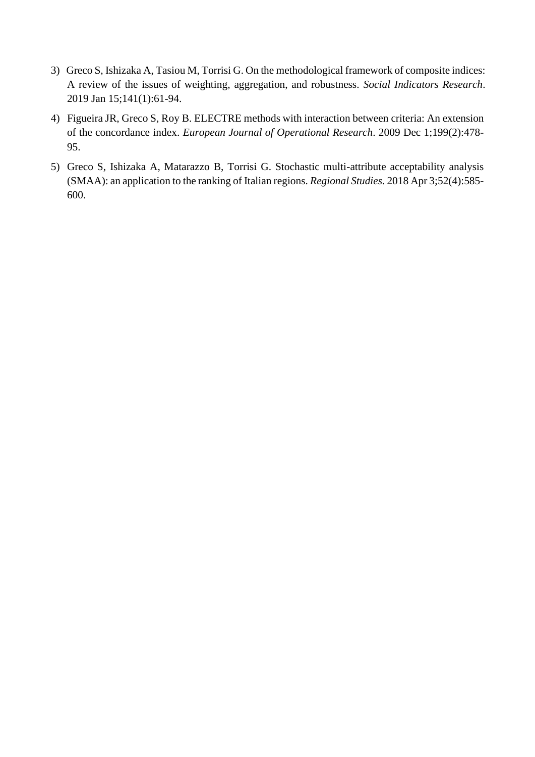3) Greco S, Ishizaka A, Tasiou M, Torrisi G. On the methodological framework of composite indices: A review of the issues of weighting, aggregation, and robustness. *Social Indicators Research*. 2019 Jan 15;141(1):61-94.

4) Figueira JR, Greco S, Roy B. ELECTRE methods with interaction between criteria: An extension of the concordance index. *European Journal of Operational Research*. 2009 Dec 1;199(2):478-95.

5) Greco S, Ishizaka A, Matarazzo B, Torrisi G. Stochastic multi-attribute acceptability analysis (SMAA): an application to the ranking of Italian regions. *Regional Studies*. 2018 Apr 3;52(4):585-600.